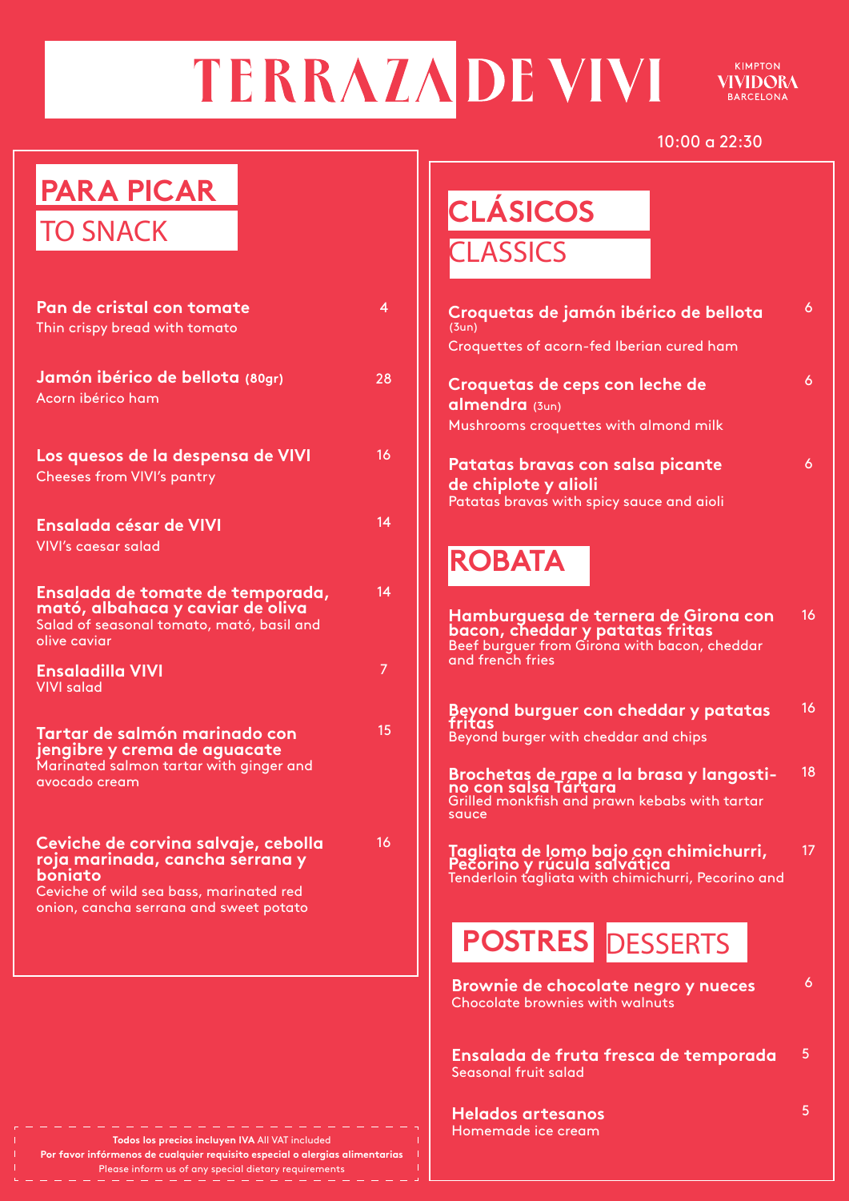# TERRAZA DE VIVI

KIMPTON VIVIDORA BARCELONA

10:00 a 22:30

## PARA PICAR
## TO SNACK

**Pan de cristal con tomate** 4
Thin crispy bread with tomato

**Jamón ibérico de bellota (80gr)** 28
Acorn ibérico ham

**Los quesos de la despensa de VIVI** 16
Cheeses from VIVI's pantry

**Ensalada césar de VIVI** 14
VIVI's caesar salad

**Ensalada de tomate de temporada, mató, albahaca y caviar de oliva** 14
Salad of seasonal tomato, mató, basil and olive caviar

**Ensaladilla VIVI** 7
VIVI salad

**Tartar de salmón marinado con jengibre y crema de aguacate** 15
Marinated salmon tartar with ginger and avocado cream

**Ceviche de corvina salvaje, cebolla roja marinada, cancha serrana y boniato** 16
Ceviche of wild sea bass, marinated red onion, cancha serrana and sweet potato

## CLÁSICOS
## CLASSICS

**Croquetas de jamón ibérico de bellota (3un)** 6
Croquettes of acorn-fed Iberian cured ham

**Croquetas de ceps con leche de almendra (3un)** 6
Mushrooms croquettes with almond milk

**Patatas bravas con salsa picante de chiplote y alioli** 6
Patatas bravas with spicy sauce and aioli

## ROBATA

**Hamburguesa de ternera de Girona con bacon, cheddar y patatas fritas** 16
Beef burguer from Girona with bacon, cheddar and french fries

**Beyond burguer con cheddar y patatas fritas** 16
Beyond burger with cheddar and chips

**Brochetas de rape a la brasa y langostino con salsa Tártara** 18
Grilled monkfish and prawn kebabs with tartar sauce

**Tagliata de lomo bajo con chimichurri, Pecorino y rúcula salvática** 17
Tenderloin tagliata with chimichurri, Pecorino and

## POSTRES DESSERTS

**Brownie de chocolate negro y nueces** 6
Chocolate brownies with walnuts

**Ensalada de fruta fresca de temporada** 5
Seasonal fruit salad

**Helados artesanos** 5
Homemade ice cream

---

**Todos los precios incluyen IVA** All VAT included
**Por favor infórmenos de cualquier requisito especial o alergias alimentarias**
Please inform us of any special dietary requirements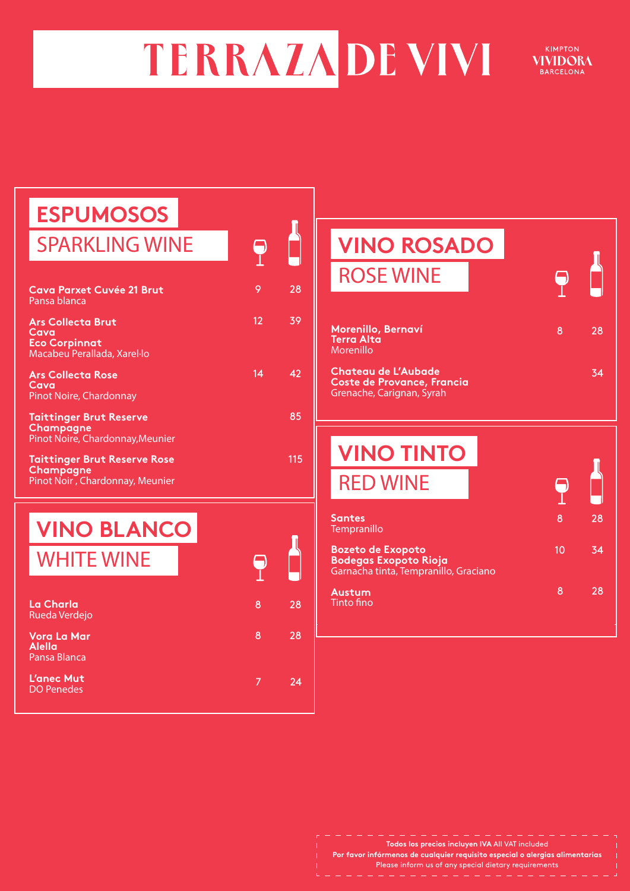# TERRAZA DE VIVI

KIMPTON VIVIDORA BARCELONA

## ESPUMOSOS
### SPARKLING WINE

| | Copa | Botella |
|---|---|---|
| **Cava Parxet Cuvée 21 Brut** Pansa blanca | 9 | 28 |
| **Ars Collecta Brut Cava Eco Corpinnat** Macabeu Perallada, Xarel·lo | 12 | 39 |
| **Ars Collecta Rose Cava** Pinot Noire, Chardonnay | 14 | 42 |
| **Taittinger Brut Reserve Champagne** Pinot Noire, Chardonnay,Meunier | | 85 |
| **Taittinger Brut Reserve Rose Champagne** Pinot Noir , Chardonnay, Meunier | | 115 |

## VINO BLANCO
### WHITE WINE

| | Copa | Botella |
|---|---|---|
| **La Charla** Rueda Verdejo | 8 | 28 |
| **Vora La Mar Alella** Pansa Blanca | 8 | 28 |
| **L'anec Mut** DO Penedes | 7 | 24 |

## VINO ROSADO
### ROSE WINE

| | Copa | Botella |
|---|---|---|
| **Morenillo, Bernaví Terra Alta** Morenillo | 8 | 28 |
| **Chateau de L'Aubade Coste de Provance, Francia** Grenache, Carignan, Syrah | | 34 |

## VINO TINTO
### RED WINE

| | Copa | Botella |
|---|---|---|
| **Santes** Tempranillo | 8 | 28 |
| **Bozeto de Exopoto Bodegas Exopoto Rioja** Garnacha tinta, Tempranillo, Graciano | 10 | 34 |
| **Austum** Tinto fino | 8 | 28 |

**Todos los precios incluyen IVA** All VAT included
**Por favor infórmenos de cualquier requisito especial o alergias alimentarias**
Please inform us of any special dietary requirements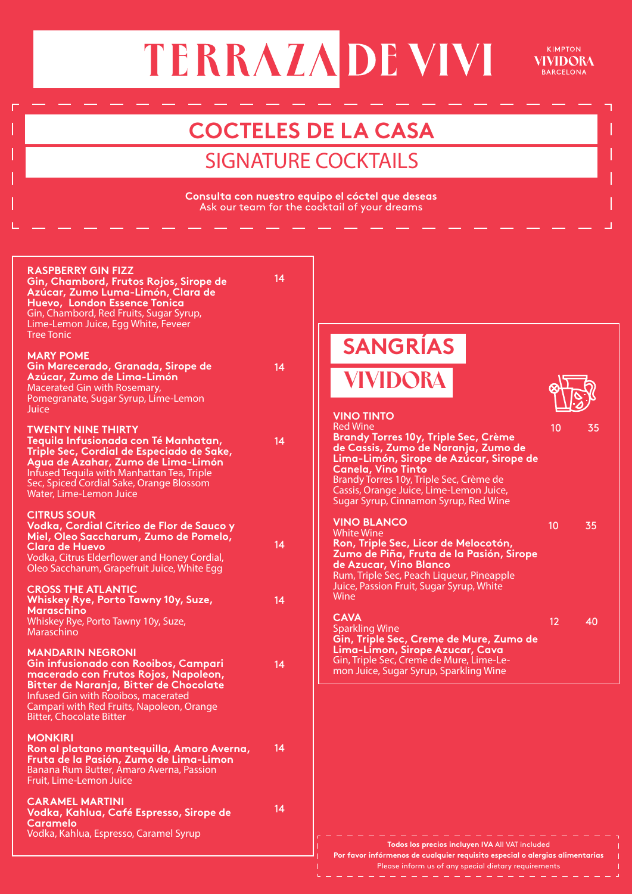# TERRAZA DE VIVI

KIMPTON VIVIDORA BARCELONA

## COCTELES DE LA CASA
## SIGNATURE COCKTAILS

**Consulta con nuestro equipo el cóctel que deseas**
Ask our team for the cocktail of your dreams

**RASPBERRY GIN FIZZ** — 14
**Gin, Chambord, Frutos Rojos, Sirope de Azúcar, Zumo Luma-Limón, Clara de Huevo, London Essence Tonica**
Gin, Chambord, Red Fruits, Sugar Syrup, Lime-Lemon Juice, Egg White, Feveer Tree Tonic

**MARY POME** — 14
**Gin Marecerado, Granada, Sirope de Azúcar, Zumo de Lima-Limón**
Macerated Gin with Rosemary, Pomegranate, Sugar Syrup, Lime-Lemon Juice

**TWENTY NINE THIRTY** — 14
**Tequila Infusionada con Té Manhatan, Triple Sec, Cordial de Especiado de Sake, Agua de Azahar, Zumo de Lima-Limón**
Infused Tequila with Manhattan Tea, Triple Sec, Spiced Cordial Sake, Orange Blossom Water, Lime-Lemon Juice

**CITRUS SOUR** — 14
**Vodka, Cordial Cítrico de Flor de Sauco y Miel, Oleo Saccharum, Zumo de Pomelo, Clara de Huevo**
Vodka, Citrus Elderflower and Honey Cordial, Oleo Saccharum, Grapefruit Juice, White Egg

**CROSS THE ATLANTIC** — 14
**Whiskey Rye, Porto Tawny 10y, Suze, Maraschino**
Whiskey Rye, Porto Tawny 10y, Suze, Maraschino

**MANDARIN NEGRONI** — 14
**Gin infusionado con Rooibos, Campari macerado con Frutos Rojos, Napoleon, Bitter de Naranja, Bitter de Chocolate**
Infused Gin with Rooibos, macerated Campari with Red Fruits, Napoleon, Orange Bitter, Chocolate Bitter

**MONKIRI** — 14
**Ron al platano mantequilla, Amaro Averna, Fruta de la Pasión, Zumo de Lima-Limon**
Banana Rum Butter, Amaro Averna, Passion Fruit, Lime-Lemon Juice

**CARAMEL MARTINI** — 14
**Vodka, Kahlua, Café Espresso, Sirope de Caramelo**
Vodka, Kahlua, Espresso, Caramel Syrup

## SANGRÍAS VIVIDORA

**VINO TINTO** — 10 / 35
Red Wine
**Brandy Torres 10y, Triple Sec, Crème de Cassis, Zumo de Naranja, Zumo de Lima-Limón, Sirope de Azúcar, Sirope de Canela, Vino Tinto**
Brandy Torres 10y, Triple Sec, Crème de Cassis, Orange Juice, Lime-Lemon Juice, Sugar Syrup, Cinnamon Syrup, Red Wine

**VINO BLANCO** — 10 / 35
White Wine
**Ron, Triple Sec, Licor de Melocotón, Zumo de Piña, Fruta de la Pasión, Sirope de Azucar, Vino Blanco**
Rum, Triple Sec, Peach Liqueur, Pineapple Juice, Passion Fruit, Sugar Syrup, White Wine

**CAVA** — 12 / 40
Sparkling Wine
**Gin, Triple Sec, Creme de Mure, Zumo de Lima-Limon, Sirope Azucar, Cava**
Gin, Triple Sec, Creme de Mure, Lime-Lemon Juice, Sugar Syrup, Sparkling Wine

**Todos los precios incluyen IVA** All VAT included
**Por favor infórmenos de cualquier requisito especial o alergias alimentarias**
Please inform us of any special dietary requirements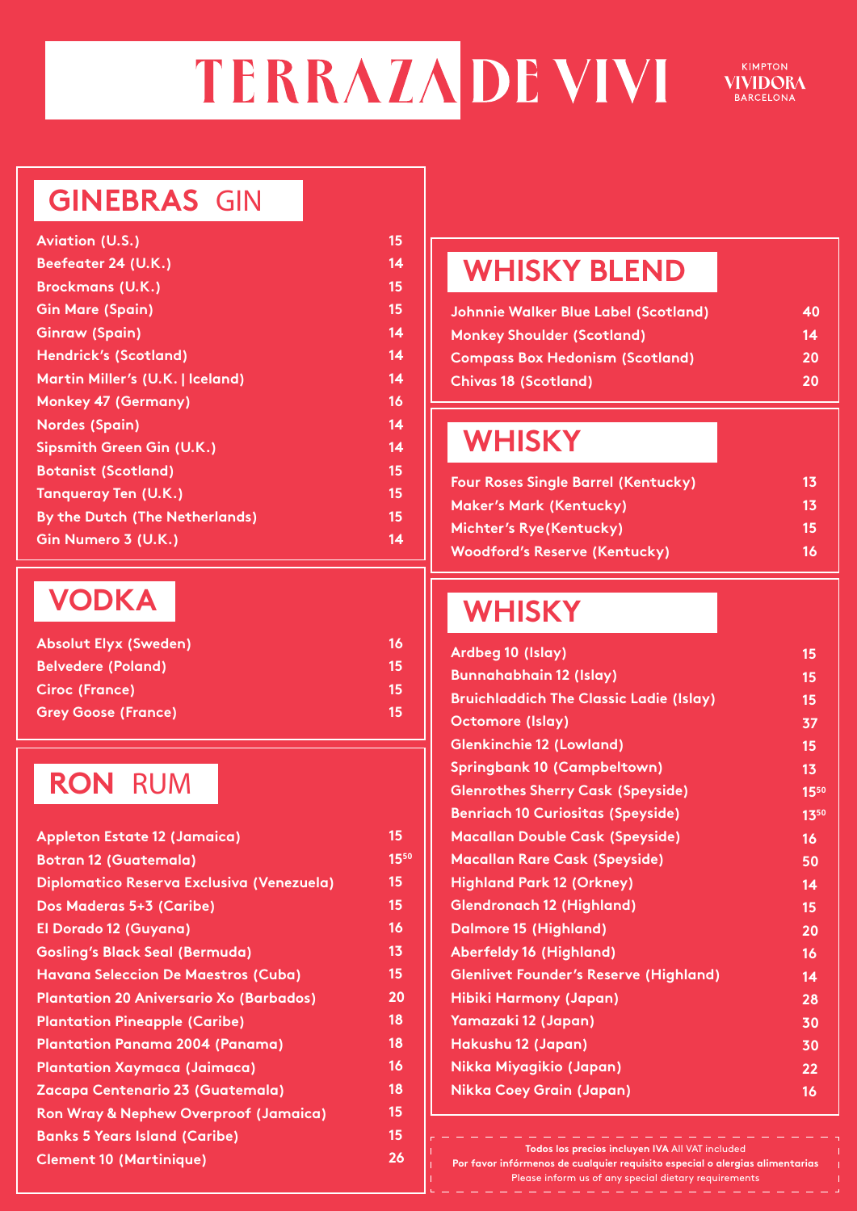# TERRAZA DE VIVI

KIMPTON VIVIDORA BARCELONA

## GINEBRAS GIN

| | |
|---|---|
| Aviation (U.S.) | 15 |
| Beefeater 24 (U.K.) | 14 |
| Brockmans (U.K.) | 15 |
| Gin Mare (Spain) | 15 |
| Ginraw (Spain) | 14 |
| Hendrick's (Scotland) | 14 |
| Martin Miller's (U.K. \| Iceland) | 14 |
| Monkey 47 (Germany) | 16 |
| Nordes (Spain) | 14 |
| Sipsmith Green Gin (U.K.) | 14 |
| Botanist (Scotland) | 15 |
| Tanqueray Ten (U.K.) | 15 |
| By the Dutch (The Netherlands) | 15 |
| Gin Numero 3 (U.K.) | 14 |

## VODKA

| | |
|---|---|
| Absolut Elyx (Sweden) | 16 |
| Belvedere (Poland) | 15 |
| Ciroc (France) | 15 |
| Grey Goose (France) | 15 |

## RON RUM

| | |
|---|---|
| Appleton Estate 12 (Jamaica) | 15 |
| Botran 12 (Guatemala) | 15,50 |
| Diplomatico Reserva Exclusiva (Venezuela) | 15 |
| Dos Maderas 5+3 (Caribe) | 15 |
| El Dorado 12 (Guyana) | 16 |
| Gosling's Black Seal (Bermuda) | 13 |
| Havana Seleccion De Maestros (Cuba) | 15 |
| Plantation 20 Aniversario Xo (Barbados) | 20 |
| Plantation Pineapple (Caribe) | 18 |
| Plantation Panama 2004 (Panama) | 18 |
| Plantation Xaymaca (Jaimaca) | 16 |
| Zacapa Centenario 23 (Guatemala) | 18 |
| Ron Wray & Nephew Overproof (Jamaica) | 15 |
| Banks 5 Years Island (Caribe) | 15 |
| Clement 10 (Martinique) | 26 |

## WHISKY BLEND

| | |
|---|---|
| Johnnie Walker Blue Label (Scotland) | 40 |
| Monkey Shoulder (Scotland) | 14 |
| Compass Box Hedonism (Scotland) | 20 |
| Chivas 18 (Scotland) | 20 |

## WHISKY

| | |
|---|---|
| Four Roses Single Barrel (Kentucky) | 13 |
| Maker's Mark (Kentucky) | 13 |
| Michter's Rye(Kentucky) | 15 |
| Woodford's Reserve (Kentucky) | 16 |

## WHISKY

| | |
|---|---|
| Ardbeg 10 (Islay) | 15 |
| Bunnahabhain 12 (Islay) | 15 |
| Bruichladdich The Classic Ladie (Islay) | 15 |
| Octomore (Islay) | 37 |
| Glenkinchie 12 (Lowland) | 15 |
| Springbank 10 (Campbeltown) | 13 |
| Glenrothes Sherry Cask (Speyside) | 15,50 |
| Benriach 10 Curiositas (Speyside) | 13,50 |
| Macallan Double Cask (Speyside) | 16 |
| Macallan Rare Cask (Speyside) | 50 |
| Highland Park 12 (Orkney) | 14 |
| Glendronach 12 (Highland) | 15 |
| Dalmore 15 (Highland) | 20 |
| Aberfeldy 16 (Highland) | 16 |
| Glenlivet Founder's Reserve (Highland) | 14 |
| Hibiki Harmony (Japan) | 28 |
| Yamazaki 12 (Japan) | 30 |
| Hakushu 12 (Japan) | 30 |
| Nikka Miyagikio (Japan) | 22 |
| Nikka Coey Grain (Japan) | 16 |

**Todos los precios incluyen IVA** All VAT included
**Por favor infórmenos de cualquier requisito especial o alergias alimentarias**
Please inform us of any special dietary requirements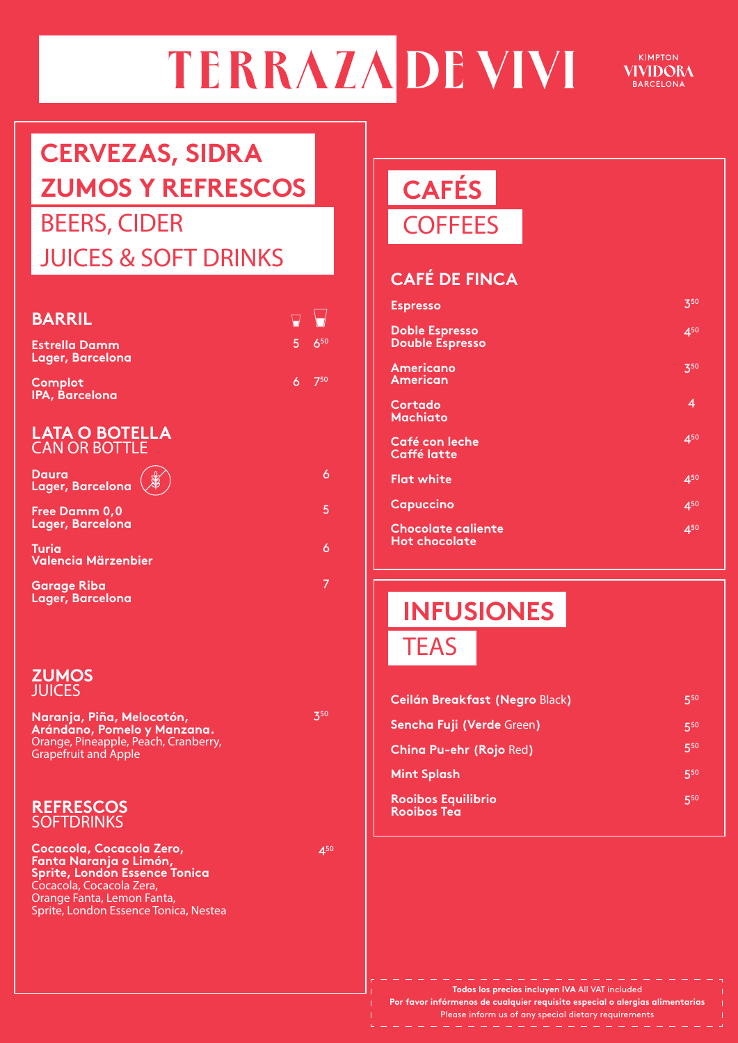# TERRAZA DE VIVI

KIMPTON VIVIDORA BARCELONA

## CERVEZAS, SIDRA ZUMOS Y REFRESCOS

## BEERS, CIDER JUICES & SOFT DRINKS

### BARRIL

| | Small | Large |
|---|---|---|
| **Estrella Damm** Lager, Barcelona | 5 | 6,50 |
| **Complot** IPA, Barcelona | 6 | 7,50 |

### LATA O BOTELLA
CAN OR BOTTLE

| | |
|---|---|
| **Daura** Lager, Barcelona | 6 |
| **Free Damm 0,0** Lager, Barcelona | 5 |
| **Turia** Valencia Märzenbier | 6 |
| **Garage Riba** Lager, Barcelona | 7 |

### ZUMOS
JUICES

**Naranja, Piña, Melocotón, Arándano, Pomelo y Manzana.** — 3,50
Orange, Pineapple, Peach, Cranberry, Grapefruit and Apple

### REFRESCOS
SOFTDRINKS

**Cocacola, Cocacola Zero, Fanta Naranja o Limón, Sprite, London Essence Tonica** — 4,50
Cocacola, Cocacola Zera, Orange Fanta, Lemon Fanta, Sprite, London Essence Tonica, Nestea

## CAFÉS
## COFFEES

### CAFÉ DE FINCA

| | |
|---|---|
| **Espresso** | 3,50 |
| **Doble Espresso** Double Espresso | 4,50 |
| **Americano** American | 3,50 |
| **Cortado** Machiato | 4 |
| **Café con leche** Caffé latte | 4,50 |
| **Flat white** | 4,50 |
| **Capuccino** | 4,50 |
| **Chocolate caliente** Hot chocolate | 4,50 |

## INFUSIONES
## TEAS

| | |
|---|---|
| **Ceilán Breakfast (Negro** Black**)** | 5,50 |
| **Sencha Fuji (Verde** Green**)** | 5,50 |
| **China Pu-ehr (Rojo** Red**)** | 5,50 |
| **Mint Splash** | 5,50 |
| **Rooibos Equilibrio** Rooibos Tea | 5,50 |

**Todos los precios incluyen IVA** All VAT included
**Por favor infórmenos de cualquier requisito especial o alergias alimentarias**
Please inform us of any special dietary requirements